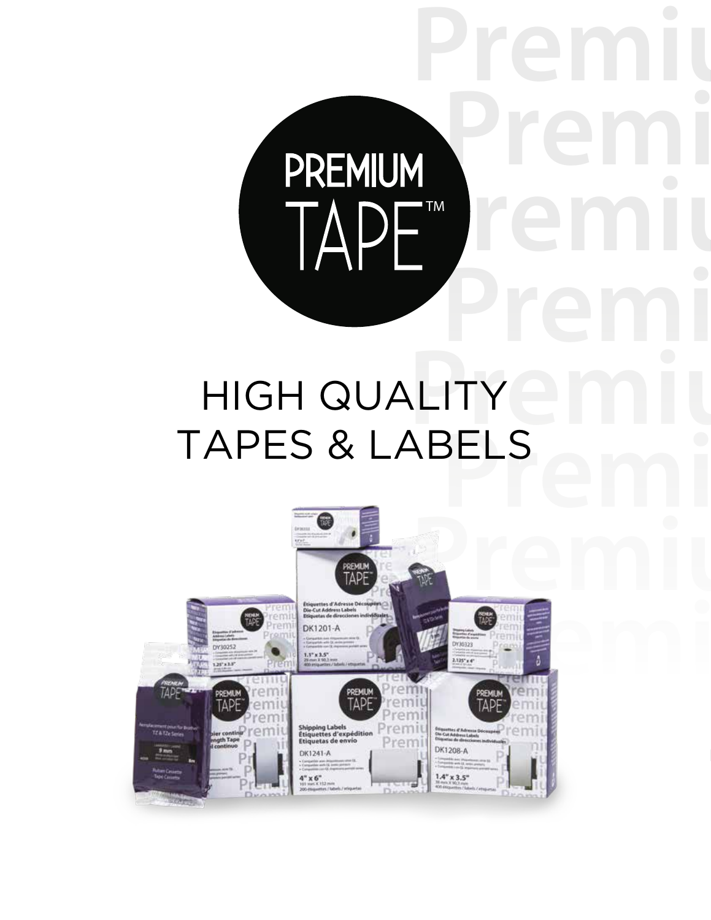PREMIUM TAPE™

# HIGH QUALITY TAPES & LABELS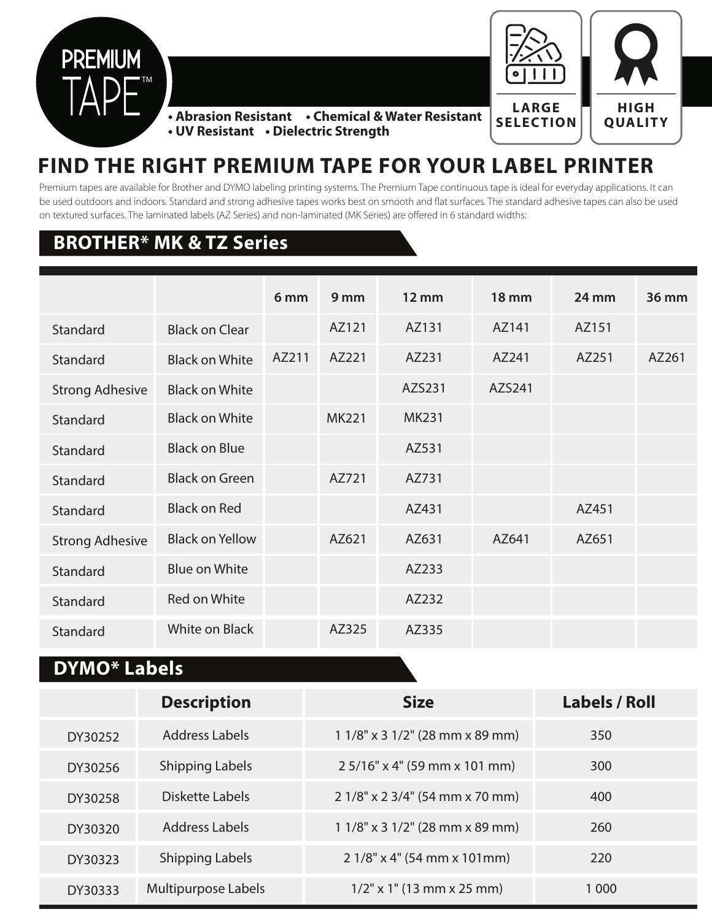# PREMIUM TAPE™

- Abrasion Resistant
- Chemical & Water Resistant
- UV Resistant
- Dielectric Strength

LARGE SELECTION

HIGH QUALITY

## FIND THE RIGHT PREMIUM TAPE FOR YOUR LABEL PRINTER

Premium tapes are available for Brother and DYMO labeling printing systems. The Premium Tape continuous tape is ideal for everyday applications. It can be used outdoors and indoors. Standard and strong adhesive tapes works best on smooth and flat surfaces. The standard adhesive tapes can also be used on textured surfaces. The laminated labels (AZ Series) and non-laminated (MK Series) are offered in 6 standard widths:

### BROTHER* MK & TZ Series

| | | 6 mm | 9 mm | 12 mm | 18 mm | 24 mm | 36 mm |
|---|---|---|---|---|---|---|---|
| Standard | Black on Clear | | AZ121 | AZ131 | AZ141 | AZ151 | |
| Standard | Black on White | AZ211 | AZ221 | AZ231 | AZ241 | AZ251 | AZ261 |
| Strong Adhesive | Black on White | | | AZS231 | AZS241 | | |
| Standard | Black on White | | MK221 | MK231 | | | |
| Standard | Black on Blue | | | AZ531 | | | |
| Standard | Black on Green | | AZ721 | AZ731 | | | |
| Standard | Black on Red | | | AZ431 | | AZ451 | |
| Strong Adhesive | Black on Yellow | | AZ621 | AZ631 | AZ641 | AZ651 | |
| Standard | Blue on White | | | AZ233 | | | |
| Standard | Red on White | | | AZ232 | | | |
| Standard | White on Black | | AZ325 | AZ335 | | | |

### DYMO* Labels

| | Description | Size | Labels / Roll |
|---|---|---|---|
| DY30252 | Address Labels | 1 1/8" x 3 1/2" (28 mm x 89 mm) | 350 |
| DY30256 | Shipping Labels | 2 5/16" x 4" (59 mm x 101 mm) | 300 |
| DY30258 | Diskette Labels | 2 1/8" x 2 3/4" (54 mm x 70 mm) | 400 |
| DY30320 | Address Labels | 1 1/8" x 3 1/2" (28 mm x 89 mm) | 260 |
| DY30323 | Shipping Labels | 2 1/8" x 4" (54 mm x 101mm) | 220 |
| DY30333 | Multipurpose Labels | 1/2" x 1" (13 mm x 25 mm) | 1 000 |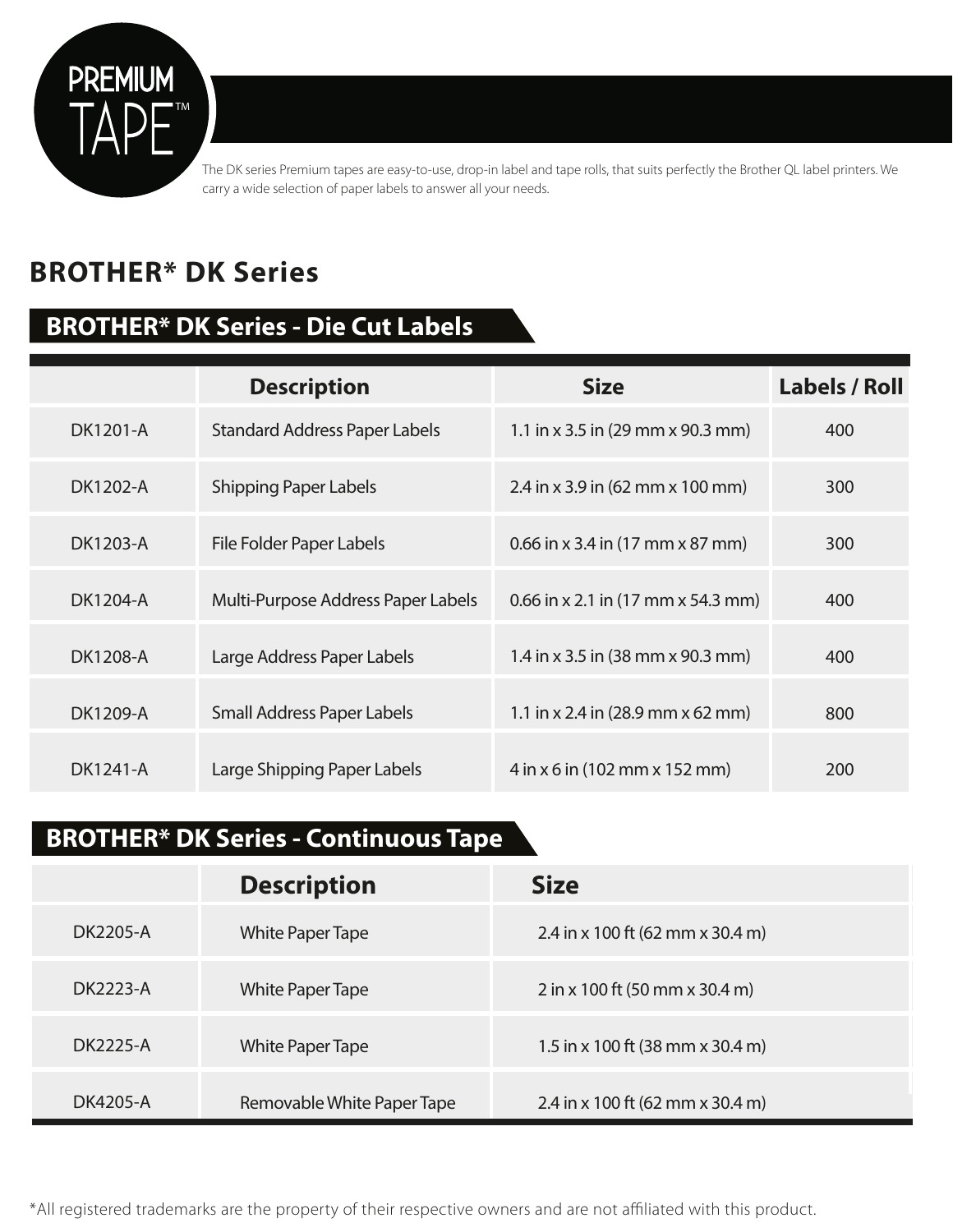PREMIUM TAPE™

The DK series Premium tapes are easy-to-use, drop-in label and tape rolls, that suits perfectly the Brother QL label printers. We carry a wide selection of paper labels to answer all your needs.

# BROTHER* DK Series

## BROTHER* DK Series - Die Cut Labels

| | Description | Size | Labels / Roll |
|---|---|---|---|
| DK1201-A | Standard Address Paper Labels | 1.1 in x 3.5 in (29 mm x 90.3 mm) | 400 |
| DK1202-A | Shipping Paper Labels | 2.4 in x 3.9 in (62 mm x 100 mm) | 300 |
| DK1203-A | File Folder Paper Labels | 0.66 in x 3.4 in (17 mm x 87 mm) | 300 |
| DK1204-A | Multi-Purpose Address Paper Labels | 0.66 in x 2.1 in (17 mm x 54.3 mm) | 400 |
| DK1208-A | Large Address Paper Labels | 1.4 in x 3.5 in (38 mm x 90.3 mm) | 400 |
| DK1209-A | Small Address Paper Labels | 1.1 in x 2.4 in (28.9 mm x 62 mm) | 800 |
| DK1241-A | Large Shipping Paper Labels | 4 in x 6 in (102 mm x 152 mm) | 200 |

## BROTHER* DK Series - Continuous Tape

| | Description | Size |
|---|---|---|
| DK2205-A | White Paper Tape | 2.4 in x 100 ft (62 mm x 30.4 m) |
| DK2223-A | White Paper Tape | 2 in x 100 ft (50 mm x 30.4 m) |
| DK2225-A | White Paper Tape | 1.5 in x 100 ft (38 mm x 30.4 m) |
| DK4205-A | Removable White Paper Tape | 2.4 in x 100 ft (62 mm x 30.4 m) |

*All registered trademarks are the property of their respective owners and are not affiliated with this product.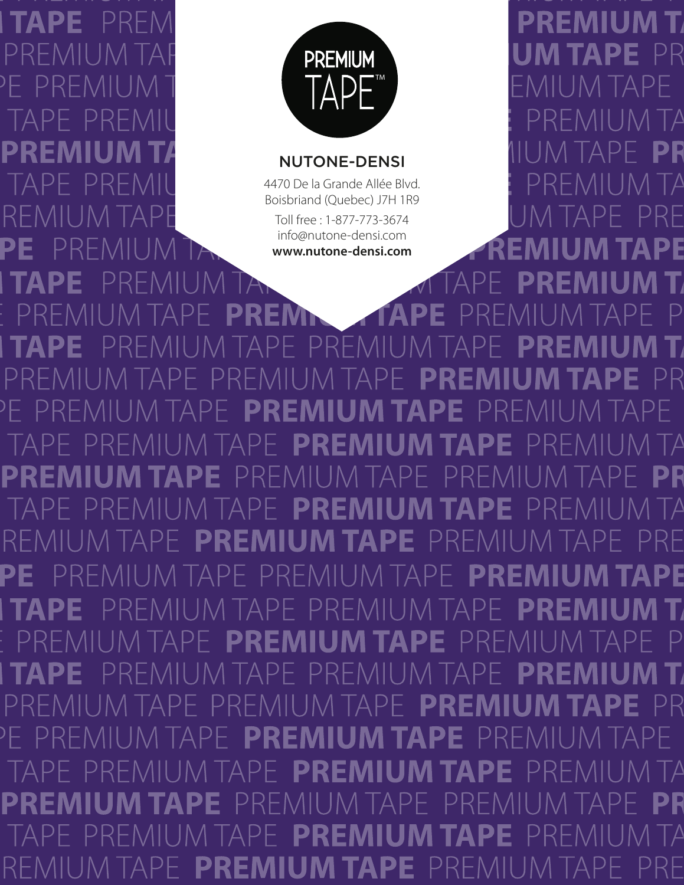PREMIUM TAPE™

NUTONE-DENSI

4470 De la Grande Allée Blvd.
Boisbriand (Quebec) J7H 1R9

Toll free : 1-877-773-3674
info@nutone-densi.com
**www.nutone-densi.com**